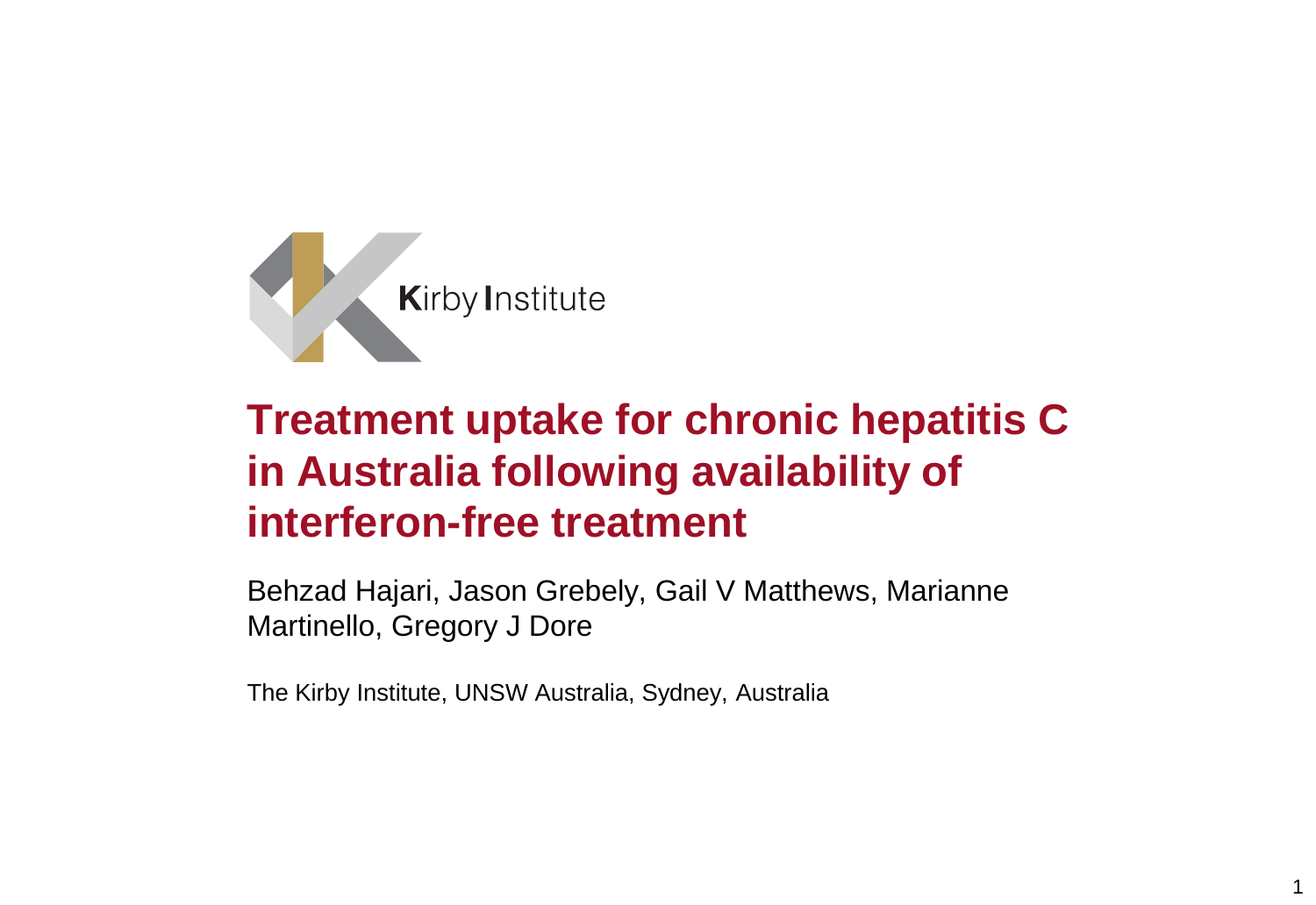Kirby Institute

# Treatment uptake for chronic hepatitis C in Australia following availability of interferon-free treatment

Behzad Hajari, Jason Grebely, Gail V Matthews, Marianne Martinello, Gregory J Dore

The Kirby Institute, UNSW Australia, Sydney, Australia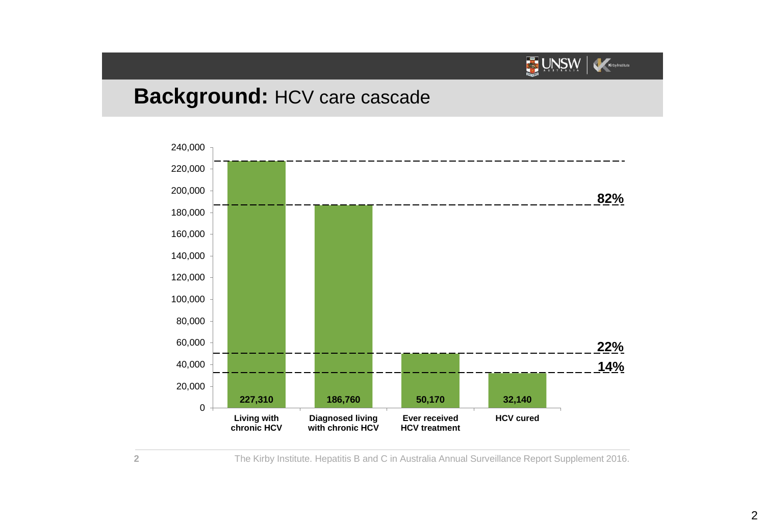# **Background:** HCV care cascade

| | Living with chronic HCV | Diagnosed living with chronic HCV | Ever received HCV treatment | HCV cured |
|---|---|---|---|---|
| Number | 227,310 | 186,760 | 50,170 | 32,140 |
| Percentage | | 82% | 22% | 14% |

The Kirby Institute. Hepatitis B and C in Australia Annual Surveillance Report Supplement 2016.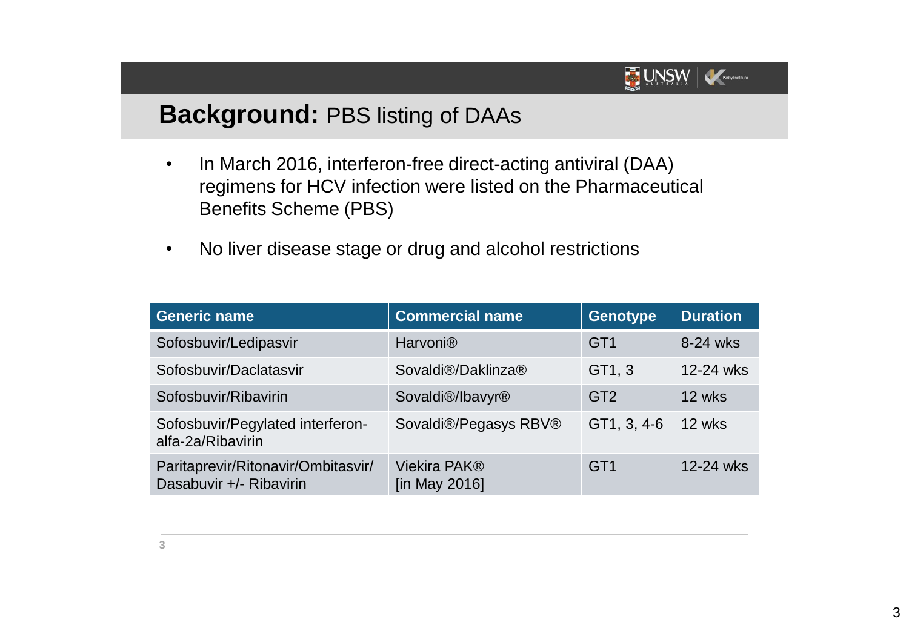## **Background:** PBS listing of DAAs

- In March 2016, interferon-free direct-acting antiviral (DAA) regimens for HCV infection were listed on the Pharmaceutical Benefits Scheme (PBS)
- No liver disease stage or drug and alcohol restrictions

| Generic name | Commercial name | Genotype | Duration |
|---|---|---|---|
| Sofosbuvir/Ledipasvir | Harvoni® | GT1 | 8-24 wks |
| Sofosbuvir/Daclatasvir | Sovaldi®/Daklinza® | GT1, 3 | 12-24 wks |
| Sofosbuvir/Ribavirin | Sovaldi®/Ibavyr® | GT2 | 12 wks |
| Sofosbuvir/Pegylated interferon-alfa-2a/Ribavirin | Sovaldi®/Pegasys RBV® | GT1, 3, 4-6 | 12 wks |
| Paritaprevir/Ritonavir/Ombitasvir/ Dasabuvir +/- Ribavirin | Viekira PAK® [in May 2016] | GT1 | 12-24 wks |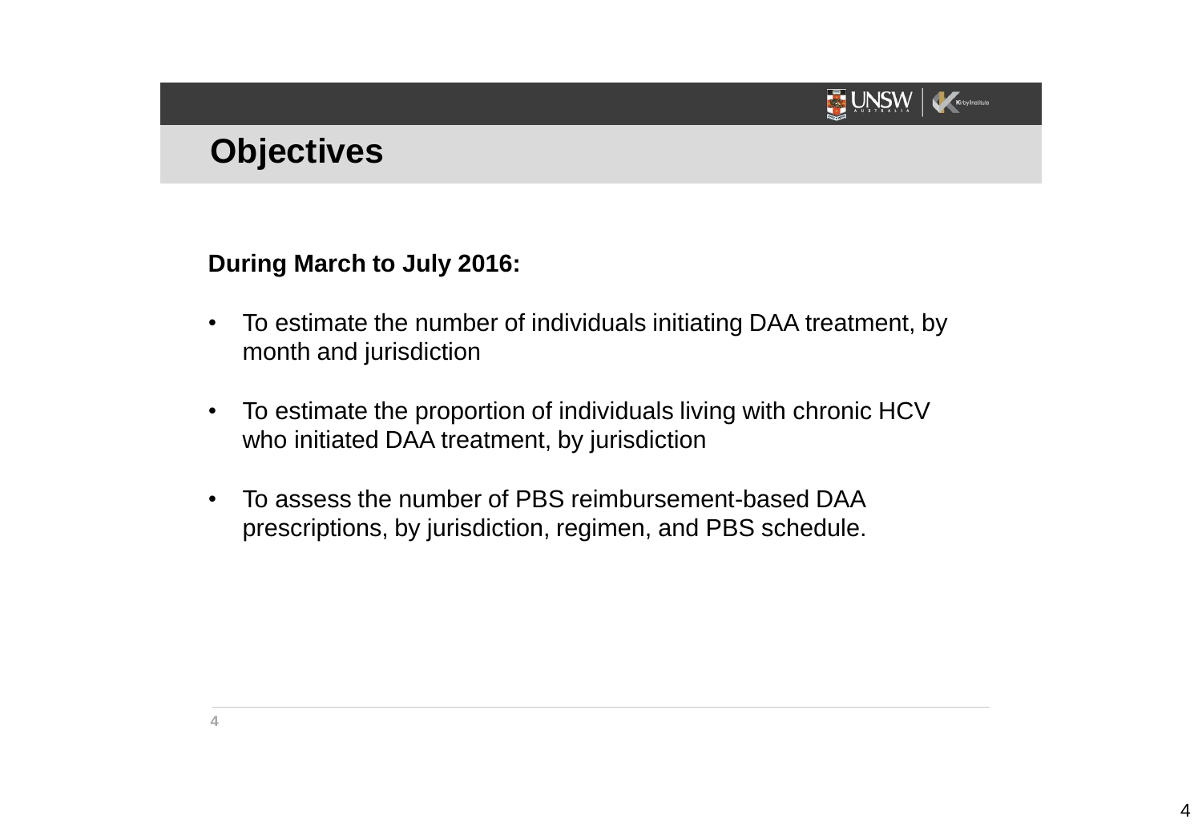# Objectives

**During March to July 2016:**

- To estimate the number of individuals initiating DAA treatment, by month and jurisdiction
- To estimate the proportion of individuals living with chronic HCV who initiated DAA treatment, by jurisdiction
- To assess the number of PBS reimbursement-based DAA prescriptions, by jurisdiction, regimen, and PBS schedule.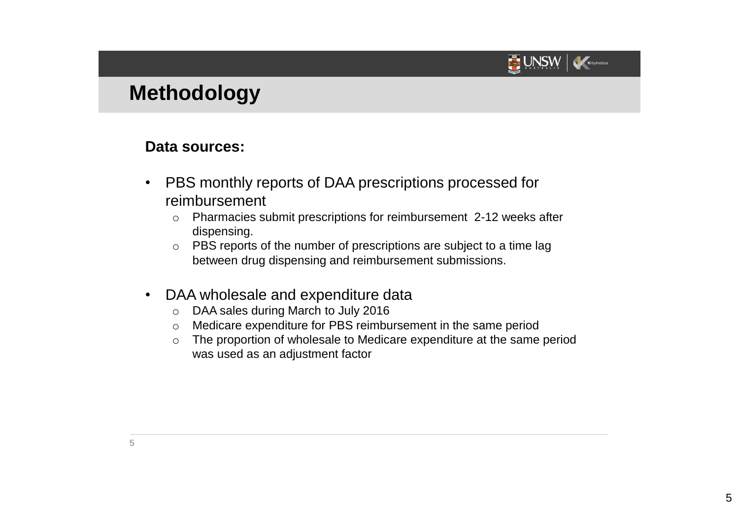# Methodology

**Data sources:**

- PBS monthly reports of DAA prescriptions processed for reimbursement
  - Pharmacies submit prescriptions for reimbursement 2-12 weeks after dispensing.
  - PBS reports of the number of prescriptions are subject to a time lag between drug dispensing and reimbursement submissions.

- DAA wholesale and expenditure data
  - DAA sales during March to July 2016
  - Medicare expenditure for PBS reimbursement in the same period
  - The proportion of wholesale to Medicare expenditure at the same period was used as an adjustment factor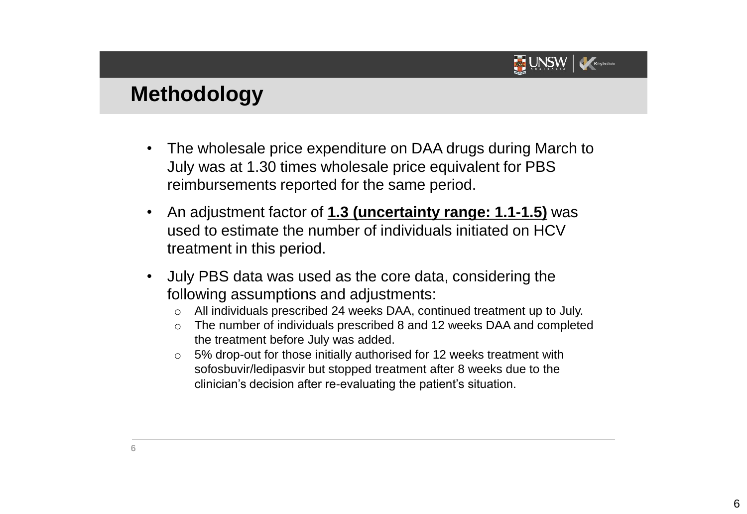# Methodology

- The wholesale price expenditure on DAA drugs during March to July was at 1.30 times wholesale price equivalent for PBS reimbursements reported for the same period.
- An adjustment factor of **1.3 (uncertainty range: 1.1-1.5)** was used to estimate the number of individuals initiated on HCV treatment in this period.
- July PBS data was used as the core data, considering the following assumptions and adjustments:
  - All individuals prescribed 24 weeks DAA, continued treatment up to July.
  - The number of individuals prescribed 8 and 12 weeks DAA and completed the treatment before July was added.
  - 5% drop-out for those initially authorised for 12 weeks treatment with sofosbuvir/ledipasvir but stopped treatment after 8 weeks due to the clinician's decision after re-evaluating the patient's situation.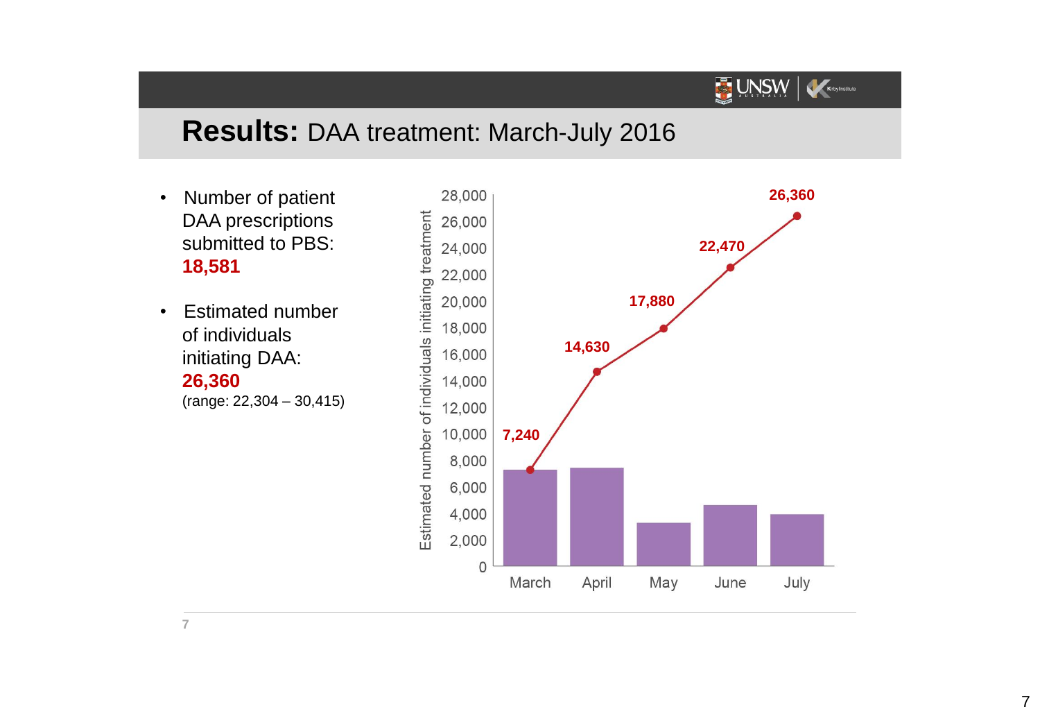# **Results:** DAA treatment: March-July 2016

- Number of patient DAA prescriptions submitted to PBS: **18,581**
- Estimated number of individuals initiating DAA: **26,360** (range: 22,304 – 30,415)

| Month | Estimated number of individuals initiating treatment (cumulative) |
|---|---|
| March | 7,240 |
| April | 14,630 |
| May | 17,880 |
| June | 22,470 |
| July | 26,360 |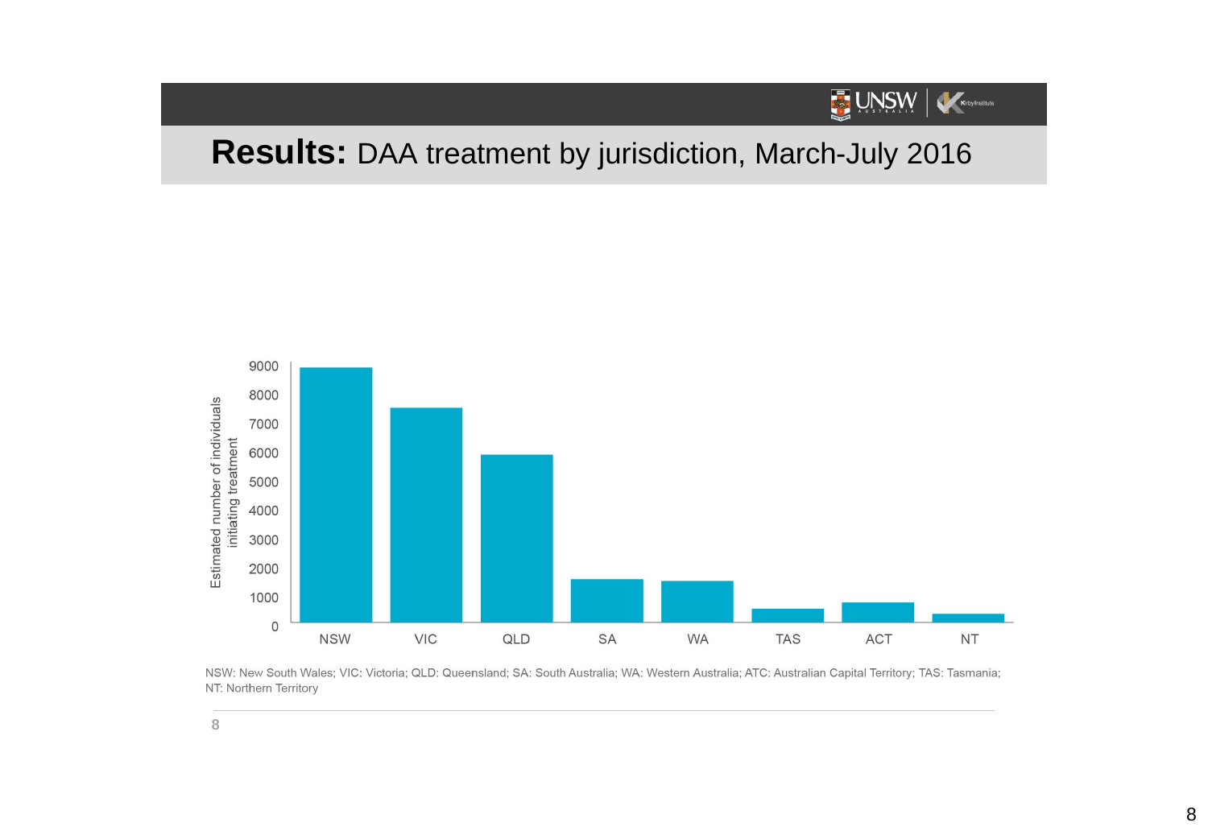**Results:** DAA treatment by jurisdiction, March-July 2016

NSW: New South Wales; VIC: Victoria; QLD: Queensland; SA: South Australia; WA: Western Australia; ATC: Australian Capital Territory; TAS: Tasmania; NT: Northern Territory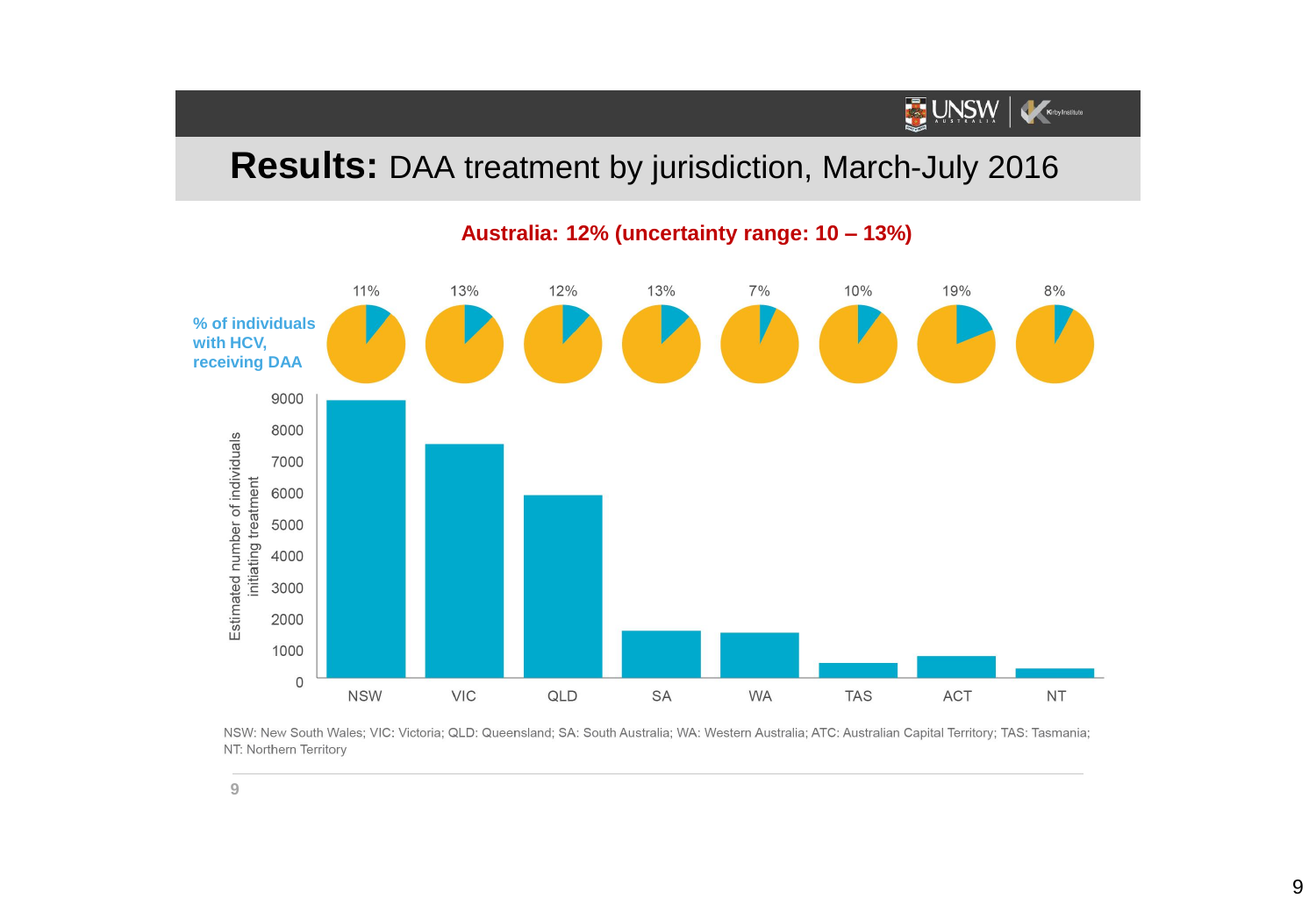# **Results:** DAA treatment by jurisdiction, March-July 2016

**Australia: 12% (uncertainty range: 10 – 13%)**

**% of individuals with HCV, receiving DAA**

| | NSW | VIC | QLD | SA | WA | TAS | ACT | NT |
|---|---|---|---|---|---|---|---|---|
| % of individuals with HCV, receiving DAA | 11% | 13% | 12% | 13% | 7% | 10% | 19% | 8% |

Estimated number of individuals initiating treatment (y-axis: 0–9000)

NSW: New South Wales; VIC: Victoria; QLD: Queensland; SA: South Australia; WA: Western Australia; ATC: Australian Capital Territory; TAS: Tasmania; NT: Northern Territory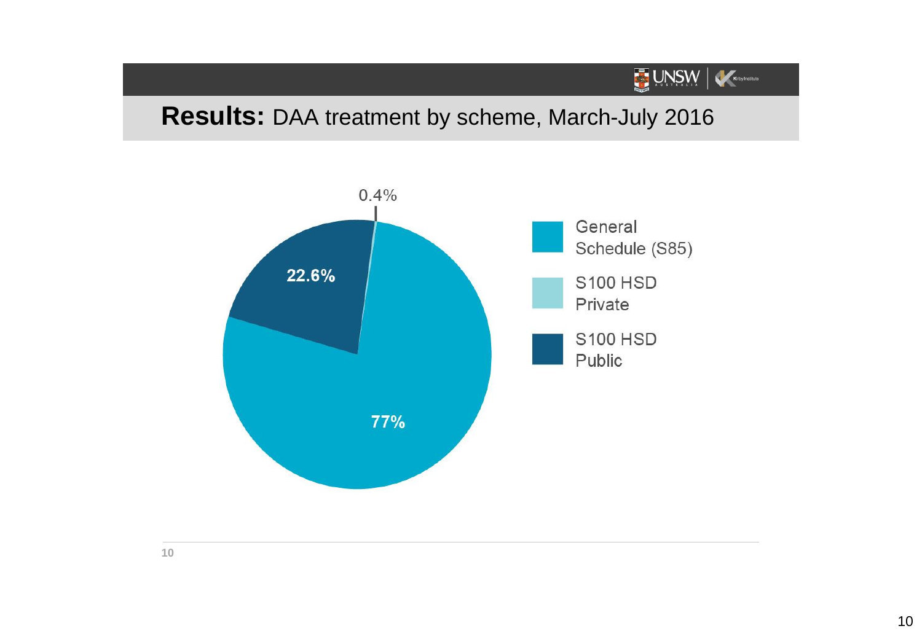# **Results:** DAA treatment by scheme, March-July 2016

| Scheme | Percentage |
| --- | --- |
| General Schedule (S85) | 77% |
| S100 HSD Private | 0.4% |
| S100 HSD Public | 22.6% |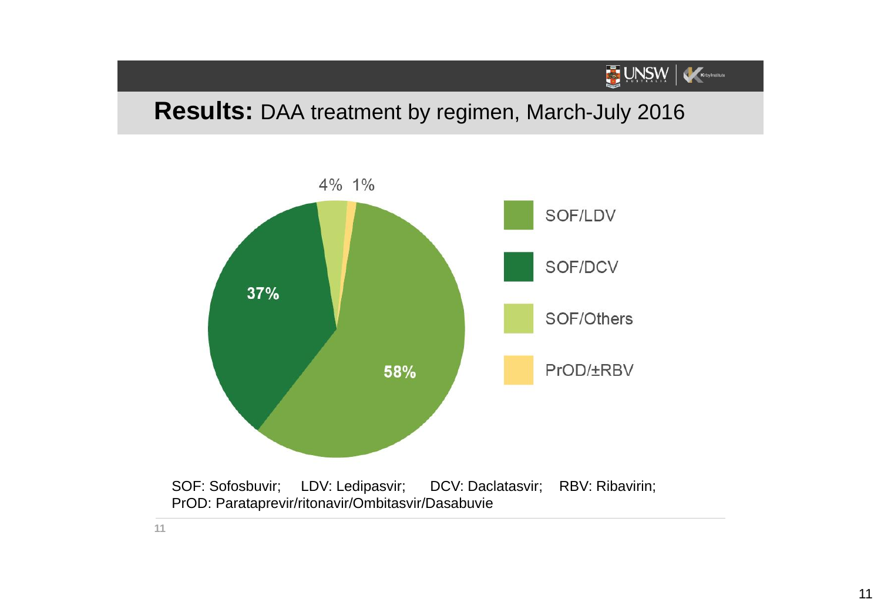# **Results:** DAA treatment by regimen, March-July 2016

| Regimen | Percentage |
| --- | --- |
| SOF/LDV | 58% |
| SOF/DCV | 37% |
| SOF/Others | 4% |
| PrOD/±RBV | 1% |

SOF: Sofosbuvir; LDV: Ledipasvir; DCV: Daclatasvir; RBV: Ribavirin;
PrOD: Paritaprevir/ritonavir/Ombitasvir/Dasabuvie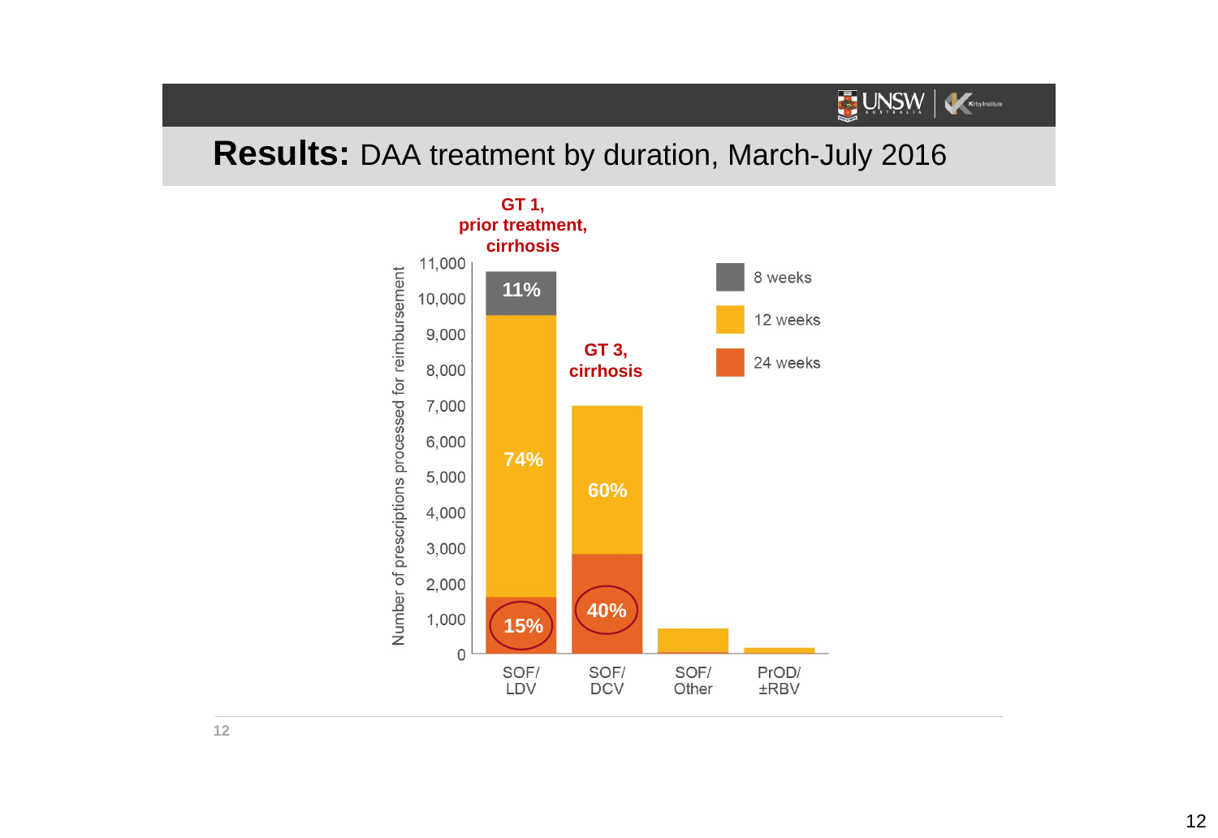# **Results:** DAA treatment by duration, March-July 2016

**GT 1, prior treatment, cirrhosis**

**GT 3, cirrhosis**

Number of prescriptions processed for reimbursement

| Regimen | 8 weeks | 12 weeks | 24 weeks |
|---|---|---|---|
| SOF/LDV | 11% | 74% | 15% |
| SOF/DCV | | 60% | 40% |
| SOF/Other | | | |
| PrOD/±RBV | | | |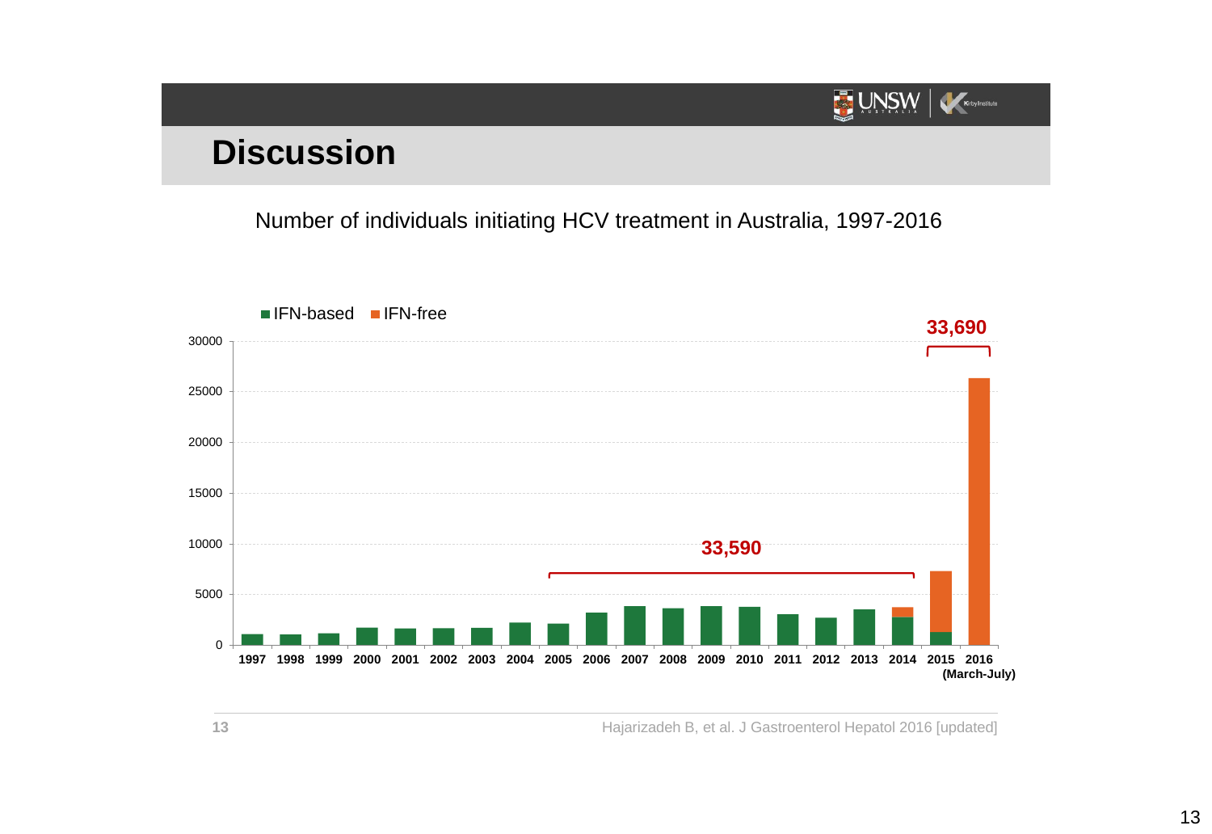# Discussion

Number of individuals initiating HCV treatment in Australia, 1997-2016

■ IFN-based ■ IFN-free

33,590 (2005–2014)

33,690 (2015–2016)

| Year | Axis |
|---|---|
| 1997 | |
| 1998 | |
| 1999 | |
| 2000 | |
| 2001 | |
| 2002 | |
| 2003 | |
| 2004 | |
| 2005 | |
| 2006 | |
| 2007 | |
| 2008 | |
| 2009 | |
| 2010 | |
| 2011 | |
| 2012 | |
| 2013 | |
| 2014 | |
| 2015 | |
| 2016 (March-July) | |

Y-axis: 0, 5000, 10000, 15000, 20000, 25000, 30000

Hajarizadeh B, et al. J Gastroenterol Hepatol 2016 [updated]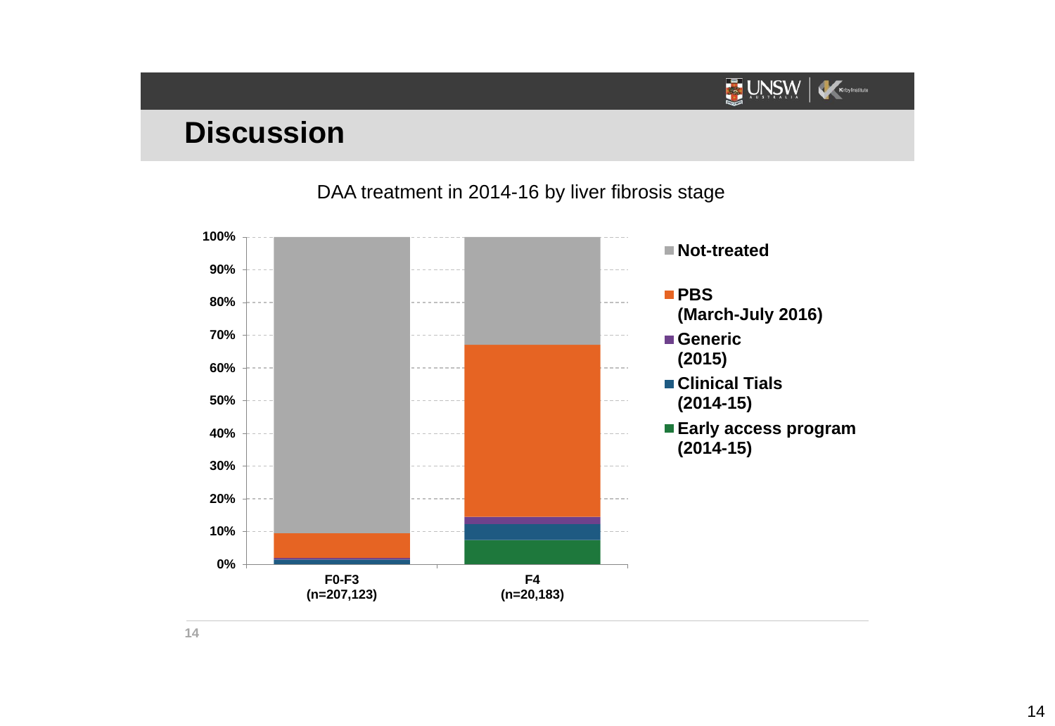# Discussion

DAA treatment in 2014-16 by liver fibrosis stage

| | F0-F3 (n=207,123) | F4 (n=20,183) |
|---|---|---|
| Not-treated | | |
| PBS (March-July 2016) | | |
| Generic (2015) | | |
| Clinical Tials (2014-15) | | |
| Early access program (2014-15) | | |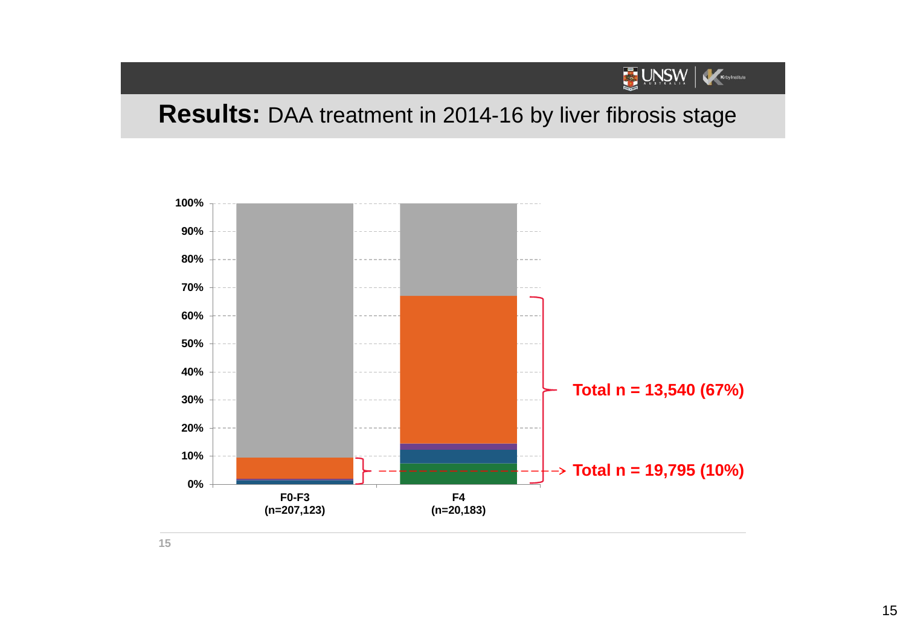## **Results:** DAA treatment in 2014-16 by liver fibrosis stage

100%
90%
80%
70%
60%
50%
40%
30%
20%
10%
0%

F0-F3 (n=207,123)

F4 (n=20,183)

**Total n = 13,540 (67%)**

**Total n = 19,795 (10%)**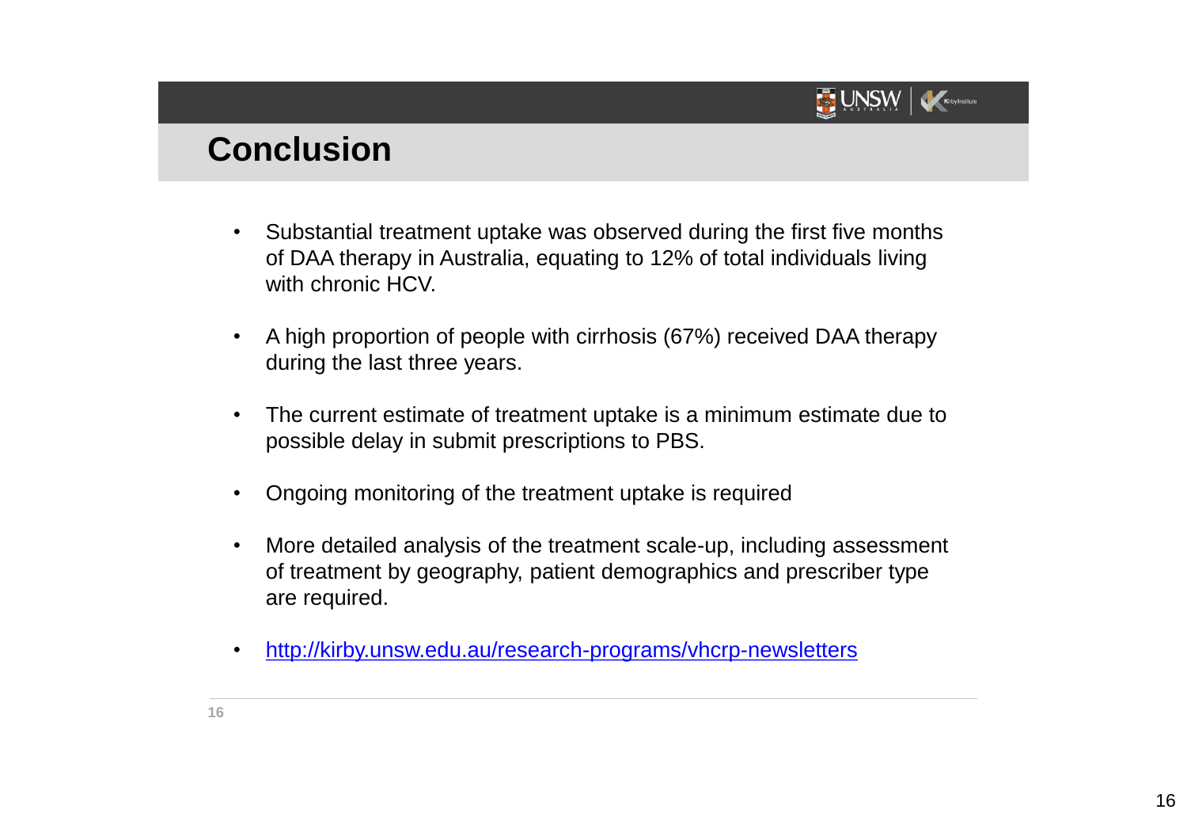# Conclusion

- Substantial treatment uptake was observed during the first five months of DAA therapy in Australia, equating to 12% of total individuals living with chronic HCV.
- A high proportion of people with cirrhosis (67%) received DAA therapy during the last three years.
- The current estimate of treatment uptake is a minimum estimate due to possible delay in submit prescriptions to PBS.
- Ongoing monitoring of the treatment uptake is required
- More detailed analysis of the treatment scale-up, including assessment of treatment by geography, patient demographics and prescriber type are required.
- http://kirby.unsw.edu.au/research-programs/vhcrp-newsletters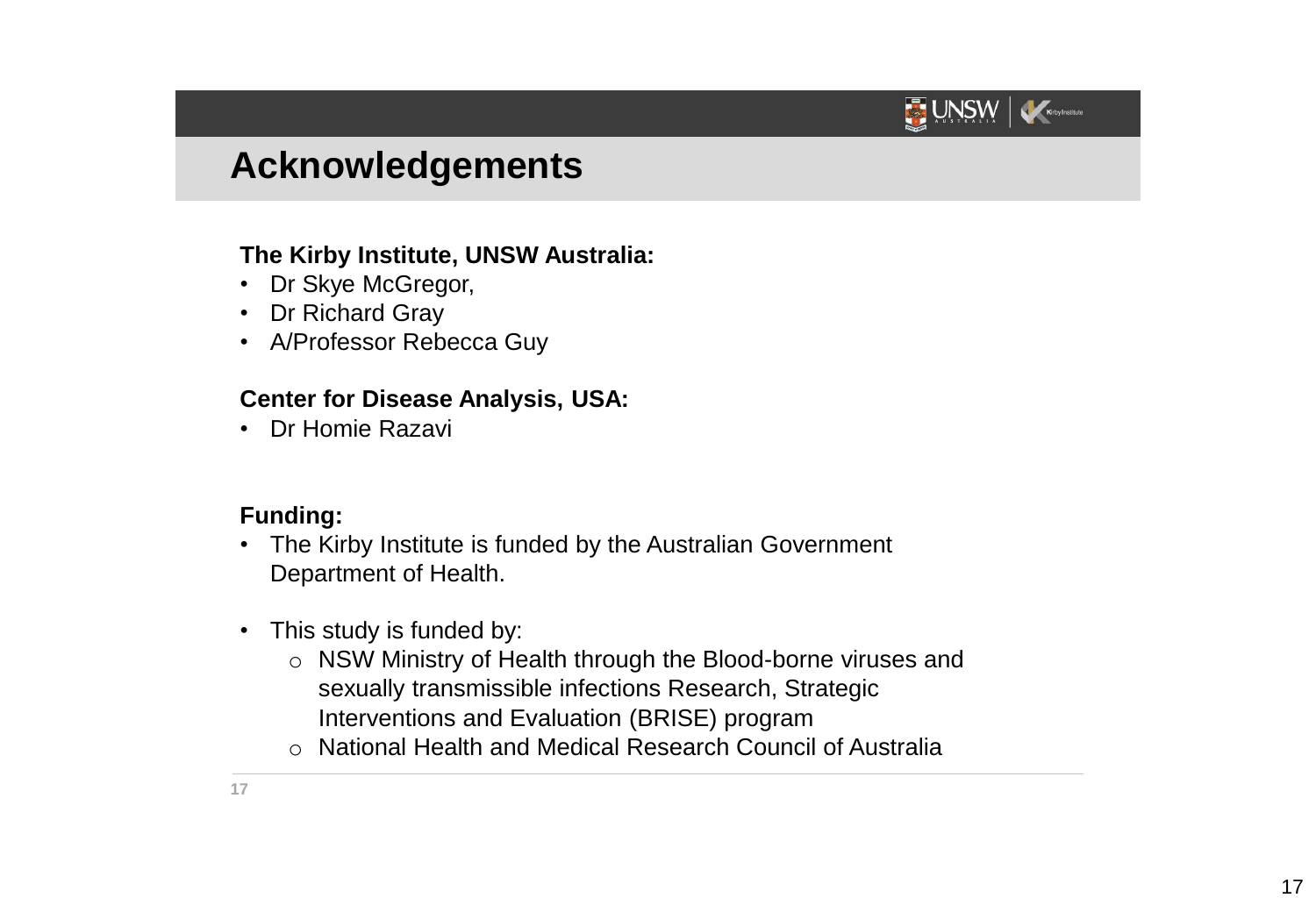# Acknowledgements

**The Kirby Institute, UNSW Australia:**

- Dr Skye McGregor,
- Dr Richard Gray
- A/Professor Rebecca Guy

**Center for Disease Analysis, USA:**

- Dr Homie Razavi

**Funding:**

- The Kirby Institute is funded by the Australian Government Department of Health.
- This study is funded by:
  - NSW Ministry of Health through the Blood-borne viruses and sexually transmissible infections Research, Strategic Interventions and Evaluation (BRISE) program
  - National Health and Medical Research Council of Australia